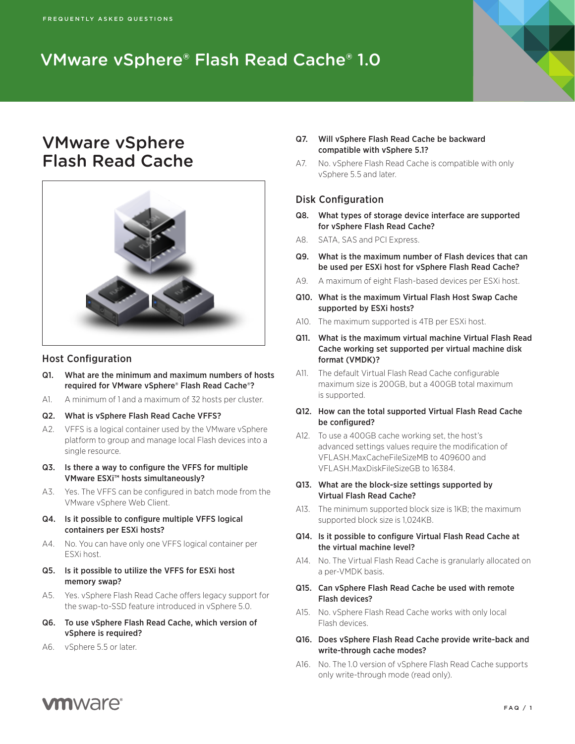FREQUENTLY ASKED QUESTIONS

# VMware vSphere® Flash Read Cache® 1.0

## VMware vSphere Flash Read Cache

### Host Configuration

**Q1. What are the minimum and maximum numbers of hosts required for VMware vSphere® Flash Read Cache®?**

A1. A minimum of 1 and a maximum of 32 hosts per cluster.

**Q2. What is vSphere Flash Read Cache VFFS?**

A2. VFFS is a logical container used by the VMware vSphere platform to group and manage local Flash devices into a single resource.

**Q3. Is there a way to configure the VFFS for multiple VMware ESXi™ hosts simultaneously?**

A3. Yes. The VFFS can be configured in batch mode from the VMware vSphere Web Client.

**Q4. Is it possible to configure multiple VFFS logical containers per ESXi hosts?**

A4. No. You can have only one VFFS logical container per ESXi host.

**Q5. Is it possible to utilize the VFFS for ESXi host memory swap?**

A5. Yes. vSphere Flash Read Cache offers legacy support for the swap-to-SSD feature introduced in vSphere 5.0.

**Q6. To use vSphere Flash Read Cache, which version of vSphere is required?**

A6. vSphere 5.5 or later.

**Q7. Will vSphere Flash Read Cache be backward compatible with vSphere 5.1?**

A7. No. vSphere Flash Read Cache is compatible with only vSphere 5.5 and later.

### Disk Configuration

**Q8. What types of storage device interface are supported for vSphere Flash Read Cache?**

A8. SATA, SAS and PCI Express.

**Q9. What is the maximum number of Flash devices that can be used per ESXi host for vSphere Flash Read Cache?**

A9. A maximum of eight Flash-based devices per ESXi host.

**Q10. What is the maximum Virtual Flash Host Swap Cache supported by ESXi hosts?**

A10. The maximum supported is 4TB per ESXi host.

**Q11. What is the maximum virtual machine Virtual Flash Read Cache working set supported per virtual machine disk format (VMDK)?**

A11. The default Virtual Flash Read Cache configurable maximum size is 200GB, but a 400GB total maximum is supported.

**Q12. How can the total supported Virtual Flash Read Cache be configured?**

A12. To use a 400GB cache working set, the host's advanced settings values require the modification of VFLASH.MaxCacheFileSizeMB to 409600 and VFLASH.MaxDiskFileSizeGB to 16384.

**Q13. What are the block-size settings supported by Virtual Flash Read Cache?**

A13. The minimum supported block size is 1KB; the maximum supported block size is 1,024KB.

**Q14. Is it possible to configure Virtual Flash Read Cache at the virtual machine level?**

A14. No. The Virtual Flash Read Cache is granularly allocated on a per-VMDK basis.

**Q15. Can vSphere Flash Read Cache be used with remote Flash devices?**

A15. No. vSphere Flash Read Cache works with only local Flash devices.

**Q16. Does vSphere Flash Read Cache provide write-back and write-through cache modes?**

A16. No. The 1.0 version of vSphere Flash Read Cache supports only write-through mode (read only).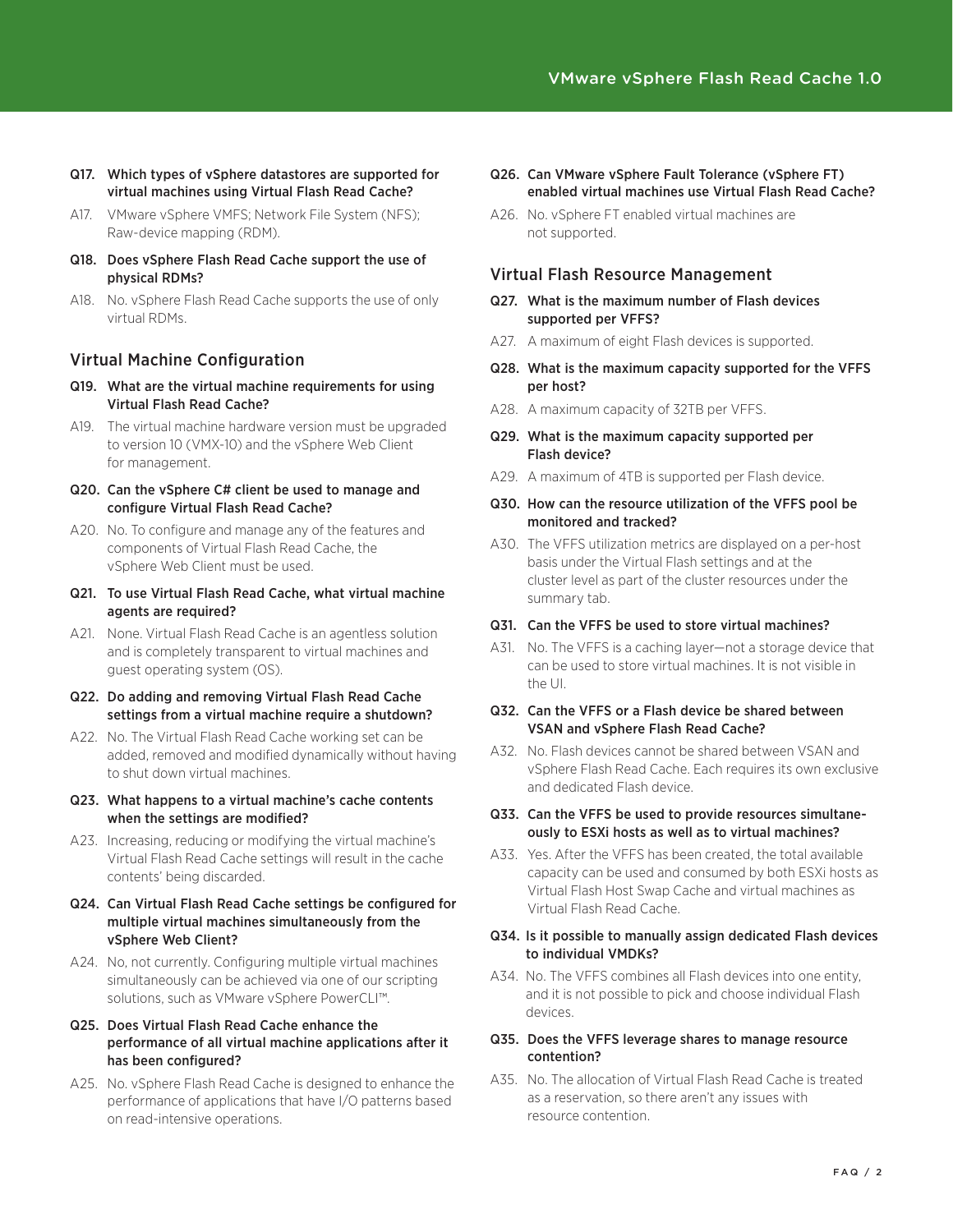**Q17. Which types of vSphere datastores are supported for virtual machines using Virtual Flash Read Cache?**

A17. VMware vSphere VMFS; Network File System (NFS); Raw-device mapping (RDM).

**Q18. Does vSphere Flash Read Cache support the use of physical RDMs?**

A18. No. vSphere Flash Read Cache supports the use of only virtual RDMs.

## Virtual Machine Configuration

**Q19. What are the virtual machine requirements for using Virtual Flash Read Cache?**

A19. The virtual machine hardware version must be upgraded to version 10 (VMX-10) and the vSphere Web Client for management.

**Q20. Can the vSphere C# client be used to manage and configure Virtual Flash Read Cache?**

A20. No. To configure and manage any of the features and components of Virtual Flash Read Cache, the vSphere Web Client must be used.

**Q21. To use Virtual Flash Read Cache, what virtual machine agents are required?**

A21. None. Virtual Flash Read Cache is an agentless solution and is completely transparent to virtual machines and guest operating system (OS).

**Q22. Do adding and removing Virtual Flash Read Cache settings from a virtual machine require a shutdown?**

A22. No. The Virtual Flash Read Cache working set can be added, removed and modified dynamically without having to shut down virtual machines.

**Q23. What happens to a virtual machine's cache contents when the settings are modified?**

A23. Increasing, reducing or modifying the virtual machine's Virtual Flash Read Cache settings will result in the cache contents' being discarded.

**Q24. Can Virtual Flash Read Cache settings be configured for multiple virtual machines simultaneously from the vSphere Web Client?**

A24. No, not currently. Configuring multiple virtual machines simultaneously can be achieved via one of our scripting solutions, such as VMware vSphere PowerCLI™.

**Q25. Does Virtual Flash Read Cache enhance the performance of all virtual machine applications after it has been configured?**

A25. No. vSphere Flash Read Cache is designed to enhance the performance of applications that have I/O patterns based on read-intensive operations.

**Q26. Can VMware vSphere Fault Tolerance (vSphere FT) enabled virtual machines use Virtual Flash Read Cache?**

A26. No. vSphere FT enabled virtual machines are not supported.

## Virtual Flash Resource Management

**Q27. What is the maximum number of Flash devices supported per VFFS?**

A27. A maximum of eight Flash devices is supported.

**Q28. What is the maximum capacity supported for the VFFS per host?**

A28. A maximum capacity of 32TB per VFFS.

**Q29. What is the maximum capacity supported per Flash device?**

A29. A maximum of 4TB is supported per Flash device.

**Q30. How can the resource utilization of the VFFS pool be monitored and tracked?**

A30. The VFFS utilization metrics are displayed on a per-host basis under the Virtual Flash settings and at the cluster level as part of the cluster resources under the summary tab.

**Q31. Can the VFFS be used to store virtual machines?**

A31. No. The VFFS is a caching layer—not a storage device that can be used to store virtual machines. It is not visible in the UI.

**Q32. Can the VFFS or a Flash device be shared between VSAN and vSphere Flash Read Cache?**

A32. No. Flash devices cannot be shared between VSAN and vSphere Flash Read Cache. Each requires its own exclusive and dedicated Flash device.

**Q33. Can the VFFS be used to provide resources simultaneously to ESXi hosts as well as to virtual machines?**

A33. Yes. After the VFFS has been created, the total available capacity can be used and consumed by both ESXi hosts as Virtual Flash Host Swap Cache and virtual machines as Virtual Flash Read Cache.

**Q34. Is it possible to manually assign dedicated Flash devices to individual VMDKs?**

A34. No. The VFFS combines all Flash devices into one entity, and it is not possible to pick and choose individual Flash devices.

**Q35. Does the VFFS leverage shares to manage resource contention?**

A35. No. The allocation of Virtual Flash Read Cache is treated as a reservation, so there aren't any issues with resource contention.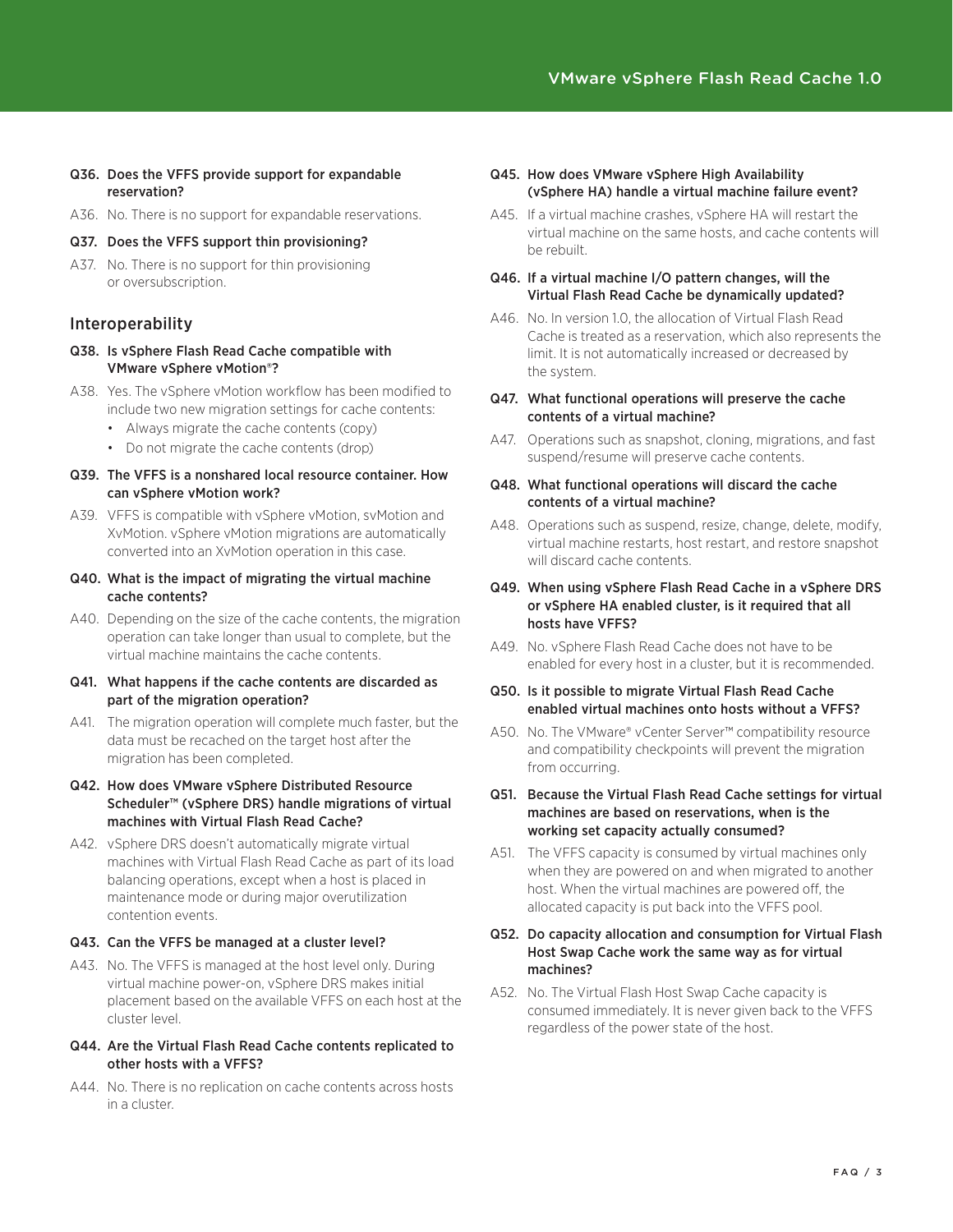**Q36. Does the VFFS provide support for expandable reservation?**

A36. No. There is no support for expandable reservations.

**Q37. Does the VFFS support thin provisioning?**

A37. No. There is no support for thin provisioning or oversubscription.

## Interoperability

**Q38. Is vSphere Flash Read Cache compatible with VMware vSphere vMotion®?**

A38. Yes. The vSphere vMotion workflow has been modified to include two new migration settings for cache contents:

- Always migrate the cache contents (copy)
- Do not migrate the cache contents (drop)

**Q39. The VFFS is a nonshared local resource container. How can vSphere vMotion work?**

A39. VFFS is compatible with vSphere vMotion, svMotion and XvMotion. vSphere vMotion migrations are automatically converted into an XvMotion operation in this case.

**Q40. What is the impact of migrating the virtual machine cache contents?**

A40. Depending on the size of the cache contents, the migration operation can take longer than usual to complete, but the virtual machine maintains the cache contents.

**Q41. What happens if the cache contents are discarded as part of the migration operation?**

A41. The migration operation will complete much faster, but the data must be recached on the target host after the migration has been completed.

**Q42. How does VMware vSphere Distributed Resource Scheduler™ (vSphere DRS) handle migrations of virtual machines with Virtual Flash Read Cache?**

A42. vSphere DRS doesn't automatically migrate virtual machines with Virtual Flash Read Cache as part of its load balancing operations, except when a host is placed in maintenance mode or during major overutilization contention events.

**Q43. Can the VFFS be managed at a cluster level?**

A43. No. The VFFS is managed at the host level only. During virtual machine power-on, vSphere DRS makes initial placement based on the available VFFS on each host at the cluster level.

**Q44. Are the Virtual Flash Read Cache contents replicated to other hosts with a VFFS?**

A44. No. There is no replication on cache contents across hosts in a cluster.

**Q45. How does VMware vSphere High Availability (vSphere HA) handle a virtual machine failure event?**

A45. If a virtual machine crashes, vSphere HA will restart the virtual machine on the same hosts, and cache contents will be rebuilt.

**Q46. If a virtual machine I/O pattern changes, will the Virtual Flash Read Cache be dynamically updated?**

A46. No. In version 1.0, the allocation of Virtual Flash Read Cache is treated as a reservation, which also represents the limit. It is not automatically increased or decreased by the system.

**Q47. What functional operations will preserve the cache contents of a virtual machine?**

A47. Operations such as snapshot, cloning, migrations, and fast suspend/resume will preserve cache contents.

**Q48. What functional operations will discard the cache contents of a virtual machine?**

A48. Operations such as suspend, resize, change, delete, modify, virtual machine restarts, host restart, and restore snapshot will discard cache contents.

**Q49. When using vSphere Flash Read Cache in a vSphere DRS or vSphere HA enabled cluster, is it required that all hosts have VFFS?**

A49. No. vSphere Flash Read Cache does not have to be enabled for every host in a cluster, but it is recommended.

**Q50. Is it possible to migrate Virtual Flash Read Cache enabled virtual machines onto hosts without a VFFS?**

A50. No. The VMware® vCenter Server™ compatibility resource and compatibility checkpoints will prevent the migration from occurring.

**Q51. Because the Virtual Flash Read Cache settings for virtual machines are based on reservations, when is the working set capacity actually consumed?**

A51. The VFFS capacity is consumed by virtual machines only when they are powered on and when migrated to another host. When the virtual machines are powered off, the allocated capacity is put back into the VFFS pool.

**Q52. Do capacity allocation and consumption for Virtual Flash Host Swap Cache work the same way as for virtual machines?**

A52. No. The Virtual Flash Host Swap Cache capacity is consumed immediately. It is never given back to the VFFS regardless of the power state of the host.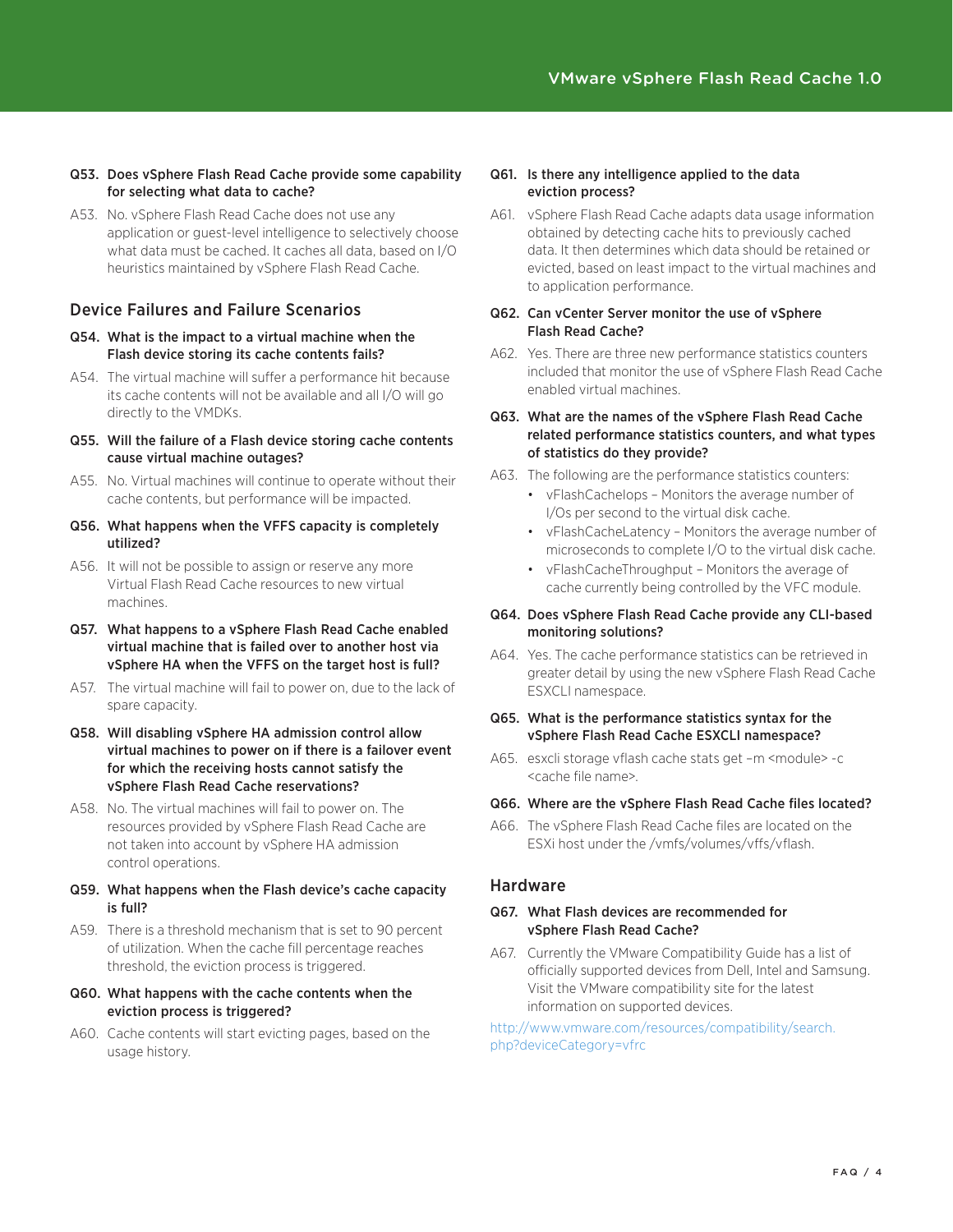**Q53. Does vSphere Flash Read Cache provide some capability for selecting what data to cache?**

A53. No. vSphere Flash Read Cache does not use any application or guest-level intelligence to selectively choose what data must be cached. It caches all data, based on I/O heuristics maintained by vSphere Flash Read Cache.

## Device Failures and Failure Scenarios

**Q54. What is the impact to a virtual machine when the Flash device storing its cache contents fails?**

A54. The virtual machine will suffer a performance hit because its cache contents will not be available and all I/O will go directly to the VMDKs.

**Q55. Will the failure of a Flash device storing cache contents cause virtual machine outages?**

A55. No. Virtual machines will continue to operate without their cache contents, but performance will be impacted.

**Q56. What happens when the VFFS capacity is completely utilized?**

A56. It will not be possible to assign or reserve any more Virtual Flash Read Cache resources to new virtual machines.

**Q57. What happens to a vSphere Flash Read Cache enabled virtual machine that is failed over to another host via vSphere HA when the VFFS on the target host is full?**

A57. The virtual machine will fail to power on, due to the lack of spare capacity.

**Q58. Will disabling vSphere HA admission control allow virtual machines to power on if there is a failover event for which the receiving hosts cannot satisfy the vSphere Flash Read Cache reservations?**

A58. No. The virtual machines will fail to power on. The resources provided by vSphere Flash Read Cache are not taken into account by vSphere HA admission control operations.

**Q59. What happens when the Flash device's cache capacity is full?**

A59. There is a threshold mechanism that is set to 90 percent of utilization. When the cache fill percentage reaches threshold, the eviction process is triggered.

**Q60. What happens with the cache contents when the eviction process is triggered?**

A60. Cache contents will start evicting pages, based on the usage history.

**Q61. Is there any intelligence applied to the data eviction process?**

A61. vSphere Flash Read Cache adapts data usage information obtained by detecting cache hits to previously cached data. It then determines which data should be retained or evicted, based on least impact to the virtual machines and to application performance.

**Q62. Can vCenter Server monitor the use of vSphere Flash Read Cache?**

A62. Yes. There are three new performance statistics counters included that monitor the use of vSphere Flash Read Cache enabled virtual machines.

**Q63. What are the names of the vSphere Flash Read Cache related performance statistics counters, and what types of statistics do they provide?**

A63. The following are the performance statistics counters:

- vFlashCacheIops – Monitors the average number of I/Os per second to the virtual disk cache.
- vFlashCacheLatency – Monitors the average number of microseconds to complete I/O to the virtual disk cache.
- vFlashCacheThroughput – Monitors the average of cache currently being controlled by the VFC module.

**Q64. Does vSphere Flash Read Cache provide any CLI-based monitoring solutions?**

A64. Yes. The cache performance statistics can be retrieved in greater detail by using the new vSphere Flash Read Cache ESXCLI namespace.

**Q65. What is the performance statistics syntax for the vSphere Flash Read Cache ESXCLI namespace?**

A65. esxcli storage vflash cache stats get –m <module> -c <cache file name>.

**Q66. Where are the vSphere Flash Read Cache files located?**

A66. The vSphere Flash Read Cache files are located on the ESXi host under the /vmfs/volumes/vffs/vflash.

## Hardware

**Q67. What Flash devices are recommended for vSphere Flash Read Cache?**

A67. Currently the VMware Compatibility Guide has a list of officially supported devices from Dell, Intel and Samsung. Visit the VMware compatibility site for the latest information on supported devices.

http://www.vmware.com/resources/compatibility/search.php?deviceCategory=vfrc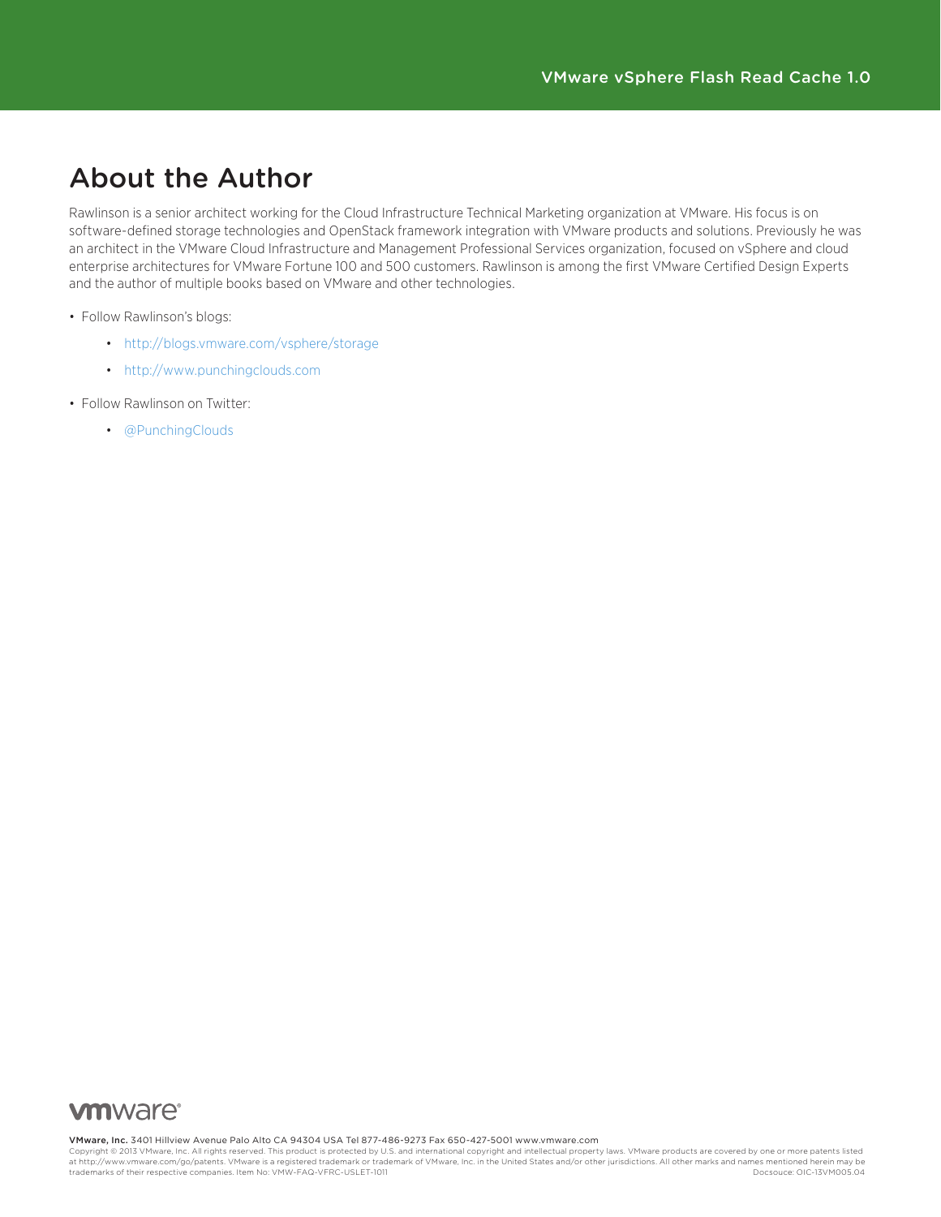# About the Author

Rawlinson is a senior architect working for the Cloud Infrastructure Technical Marketing organization at VMware. His focus is on software-defined storage technologies and OpenStack framework integration with VMware products and solutions. Previously he was an architect in the VMware Cloud Infrastructure and Management Professional Services organization, focused on vSphere and cloud enterprise architectures for VMware Fortune 100 and 500 customers. Rawlinson is among the first VMware Certified Design Experts and the author of multiple books based on VMware and other technologies.

- Follow Rawlinson's blogs:
  - http://blogs.vmware.com/vsphere/storage
  - http://www.punchingclouds.com
- Follow Rawlinson on Twitter:
  - @PunchingClouds

**VMware, Inc.** 3401 Hillview Avenue Palo Alto CA 94304 USA Tel 877-486-9273 Fax 650-427-5001 www.vmware.com
Copyright © 2013 VMware, Inc. All rights reserved. This product is protected by U.S. and international copyright and intellectual property laws. VMware products are covered by one or more patents listed at http://www.vmware.com/go/patents. VMware is a registered trademark or trademark of VMware, Inc. in the United States and/or other jurisdictions. All other marks and names mentioned herein may be trademarks of their respective companies. Item No: VMW-FAQ-VFRC-USLET-101I Docsouce: OIC-13VM005.04